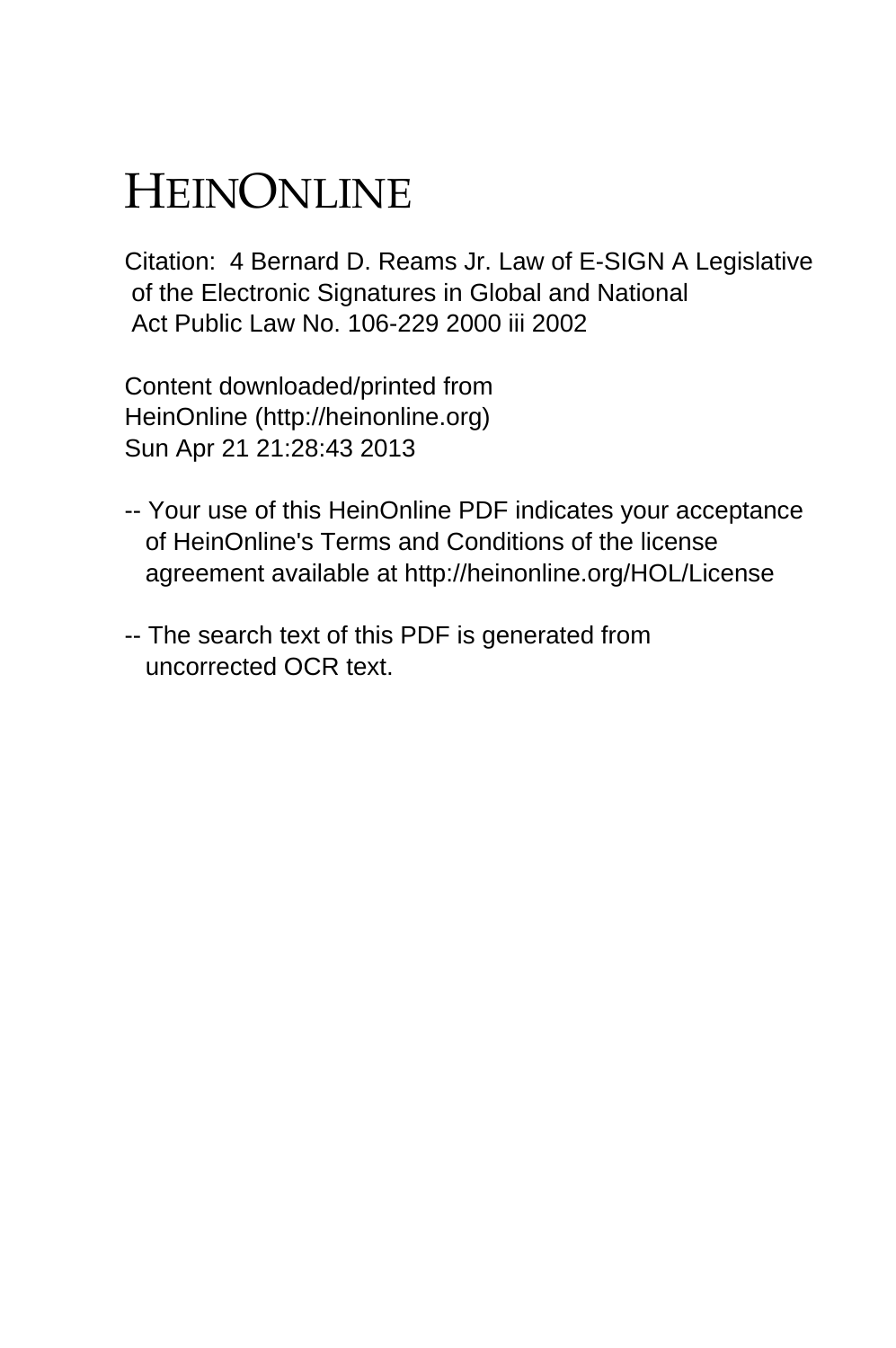# HEINONLINE

Citation: 4 Bernard D. Reams Jr. Law of E-SIGN A Legislative of the Electronic Signatures in Global and National Act Public Law No. 106-229 2000 iii 2002

Content downloaded/printed from
HeinOnline (http://heinonline.org)
Sun Apr 21 21:28:43 2013

-- Your use of this HeinOnline PDF indicates your acceptance of HeinOnline's Terms and Conditions of the license agreement available at http://heinonline.org/HOL/License

-- The search text of this PDF is generated from uncorrected OCR text.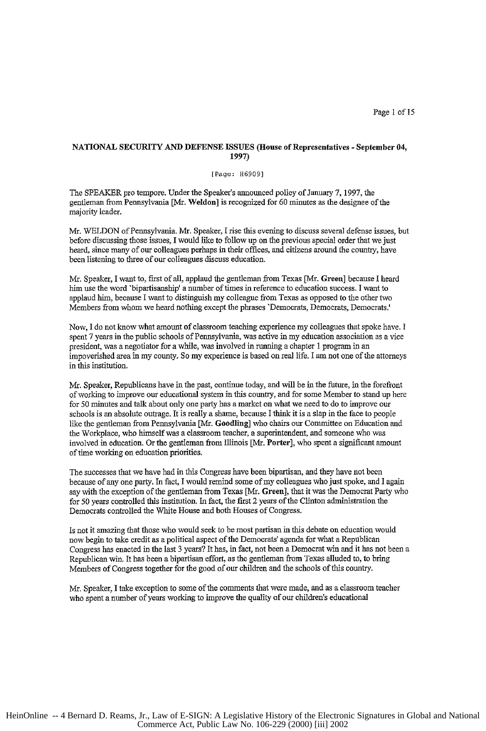**NATIONAL SECURITY AND DEFENSE ISSUES (House of Representatives - September 04, 1997)**

[Page: H6909]

The SPEAKER pro tempore. Under the Speaker's announced policy of January 7, 1997, the gentleman from Pennsylvania [Mr. Weldon] is recognized for 60 minutes as the designee of the majority leader.

Mr. WELDON of Pennsylvania. Mr. Speaker, I rise this evening to discuss several defense issues, but before discussing those issues, I would like to follow up on the previous special order that we just heard, since many of our colleagues perhaps in their offices, and citizens around the country, have been listening to three of our colleagues discuss education.

Mr. Speaker, I want to, first of all, applaud the gentleman from Texas [Mr. Green] because I heard him use the word 'bipartisanship' a number of times in reference to education success. I want to applaud him, because I want to distinguish my colleague from Texas as opposed to the other two Members from whom we heard nothing except the phrases 'Democrats, Democrats, Democrats.'

Now, I do not know what amount of classroom teaching experience my colleagues that spoke have. I spent 7 years in the public schools of Pennsylvania, was active in my education association as a vice president, was a negotiator for a while, was involved in running a chapter 1 program in an impoverished area in my county. So my experience is based on real life. I am not one of the attorneys in this institution.

Mr. Speaker, Republicans have in the past, continue today, and will be in the future, in the forefront of working to improve our educational system in this country, and for some Member to stand up here for 50 minutes and talk about only one party has a market on what we need to do to improve our schools is an absolute outrage. It is really a shame, because I think it is a slap in the face to people like the gentleman from Pennsylvania [Mr. Goodling] who chairs our Committee on Education and the Workplace, who himself was a classroom teacher, a superintendent, and someone who was involved in education. Or the gentleman from Illinois [Mr. Porter], who spent a significant amount of time working on education priorities.

The successes that we have had in this Congress have been bipartisan, and they have not been because of any one party. In fact, I would remind some of my colleagues who just spoke, and I again say with the exception of the gentleman from Texas [Mr. Green], that it was the Democrat Party who for 50 years controlled this institution. In fact, the first 2 years of the Clinton administration the Democrats controlled the White House and both Houses of Congress.

Is not it amazing that those who would seek to be most partisan in this debate on education would now begin to take credit as a political aspect of the Democrats' agenda for what a Republican Congress has enacted in the last 3 years? It has, in fact, not been a Democrat win and it has not been a Republican win. It has been a bipartisan effort, as the gentleman from Texas alluded to, to bring Members of Congress together for the good of our children and the schools of this country.

Mr. Speaker, I take exception to some of the comments that were made, and as a classroom teacher who spent a number of years working to improve the quality of our children's educational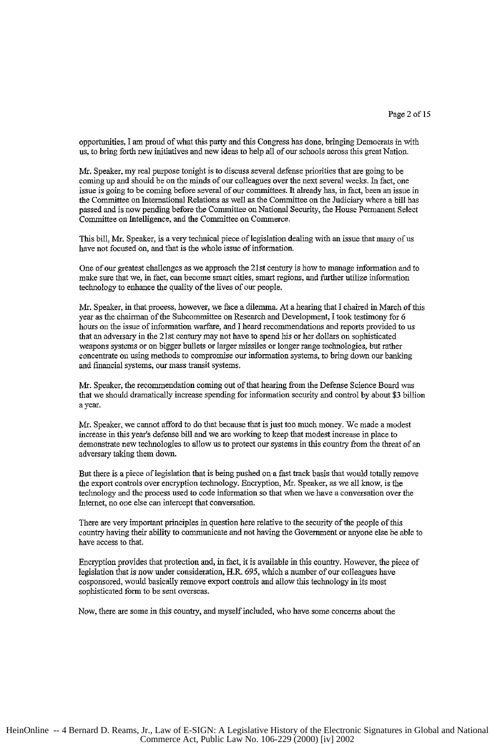opportunities, I am proud of what this party and this Congress has done, bringing Democrats in with us, to bring forth new initiatives and new ideas to help all of our schools across this great Nation.

Mr. Speaker, my real purpose tonight is to discuss several defense priorities that are going to be coming up and should be on the minds of our colleagues over the next several weeks. In fact, one issue is going to be coming before several of our committees. It already has, in fact, been an issue in the Committee on International Relations as well as the Committee on the Judiciary where a bill has passed and is now pending before the Committee on National Security, the House Permanent Select Committee on Intelligence, and the Committee on Commerce.

This bill, Mr. Speaker, is a very technical piece of legislation dealing with an issue that many of us have not focused on, and that is the whole issue of information.

One of our greatest challenges as we approach the 21st century is how to manage information and to make sure that we, in fact, can become smart cities, smart regions, and further utilize information technology to enhance the quality of the lives of our people.

Mr. Speaker, in that process, however, we face a dilemma. At a hearing that I chaired in March of this year as the chairman of the Subcommittee on Research and Development, I took testimony for 6 hours on the issue of information warfare, and I heard recommendations and reports provided to us that an adversary in the 21st century may not have to spend his or her dollars on sophisticated weapons systems or on bigger bullets or larger missiles or longer range technologies, but rather concentrate on using methods to compromise our information systems, to bring down our banking and financial systems, our mass transit systems.

Mr. Speaker, the recommendation coming out of that hearing from the Defense Science Board was that we should dramatically increase spending for information security and control by about $3 billion a year.

Mr. Speaker, we cannot afford to do that because that is just too much money. We made a modest increase in this year's defense bill and we are working to keep that modest increase in place to demonstrate new technologies to allow us to protect our systems in this country from the threat of an adversary taking them down.

But there is a piece of legislation that is being pushed on a fast track basis that would totally remove the export controls over encryption technology. Encryption, Mr. Speaker, as we all know, is the technology and the process used to code information so that when we have a conversation over the Internet, no one else can intercept that conversation.

There are very important principles in question here relative to the security of the people of this country having their ability to communicate and not having the Government or anyone else be able to have access to that.

Encryption provides that protection and, in fact, it is available in this country. However, the piece of legislation that is now under consideration, H.R. 695, which a number of our colleagues have cosponsored, would basically remove export controls and allow this technology in its most sophisticated form to be sent overseas.

Now, there are some in this country, and myself included, who have some concerns about the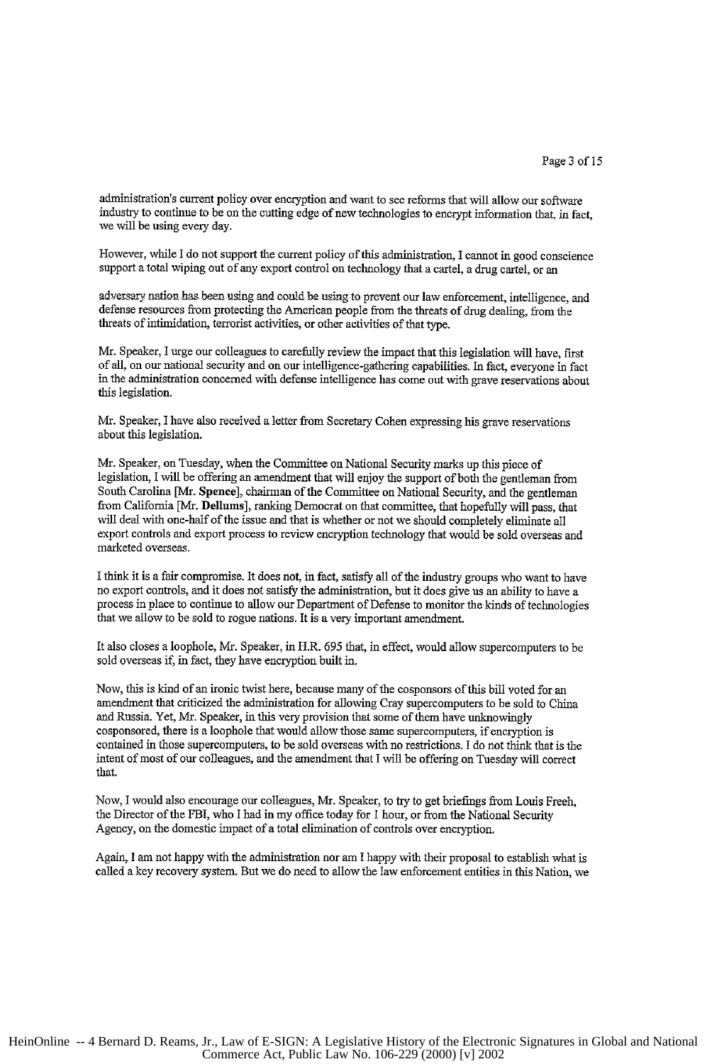administration's current policy over encryption and want to see reforms that will allow our software industry to continue to be on the cutting edge of new technologies to encrypt information that, in fact, we will be using every day.

However, while I do not support the current policy of this administration, I cannot in good conscience support a total wiping out of any export control on technology that a cartel, a drug cartel, or an

adversary nation has been using and could be using to prevent our law enforcement, intelligence, and defense resources from protecting the American people from the threats of drug dealing, from the threats of intimidation, terrorist activities, or other activities of that type.

Mr. Speaker, I urge our colleagues to carefully review the impact that this legislation will have, first of all, on our national security and on our intelligence-gathering capabilities. In fact, everyone in fact in the administration concerned with defense intelligence has come out with grave reservations about this legislation.

Mr. Speaker, I have also received a letter from Secretary Cohen expressing his grave reservations about this legislation.

Mr. Speaker, on Tuesday, when the Committee on National Security marks up this piece of legislation, I will be offering an amendment that will enjoy the support of both the gentleman from South Carolina [Mr. **Spence**], chairman of the Committee on National Security, and the gentleman from California [Mr. **Dellums**], ranking Democrat on that committee, that hopefully will pass, that will deal with one-half of the issue and that is whether or not we should completely eliminate all export controls and export process to review encryption technology that would be sold overseas and marketed overseas.

I think it is a fair compromise. It does not, in fact, satisfy all of the industry groups who want to have no export controls, and it does not satisfy the administration, but it does give us an ability to have a process in place to continue to allow our Department of Defense to monitor the kinds of technologies that we allow to be sold to rogue nations. It is a very important amendment.

It also closes a loophole, Mr. Speaker, in H.R. 695 that, in effect, would allow supercomputers to be sold overseas if, in fact, they have encryption built in.

Now, this is kind of an ironic twist here, because many of the cosponsors of this bill voted for an amendment that criticized the administration for allowing Cray supercomputers to be sold to China and Russia. Yet, Mr. Speaker, in this very provision that some of them have unknowingly cosponsored, there is a loophole that would allow those same supercomputers, if encryption is contained in those supercomputers, to be sold overseas with no restrictions. I do not think that is the intent of most of our colleagues, and the amendment that I will be offering on Tuesday will correct that.

Now, I would also encourage our colleagues, Mr. Speaker, to try to get briefings from Louis Freeh, the Director of the FBI, who I had in my office today for 1 hour, or from the National Security Agency, on the domestic impact of a total elimination of controls over encryption.

Again, I am not happy with the administration nor am I happy with their proposal to establish what is called a key recovery system. But we do need to allow the law enforcement entities in this Nation, we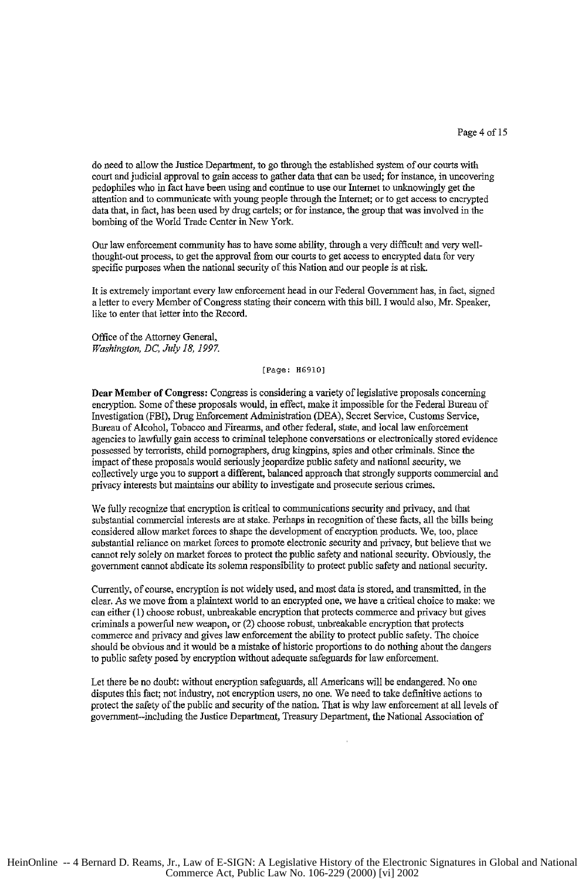do need to allow the Justice Department, to go through the established system of our courts with court and judicial approval to gain access to gather data that can be used; for instance, in uncovering pedophiles who in fact have been using and continue to use our Internet to unknowingly get the attention and to communicate with young people through the Internet; or to get access to encrypted data that, in fact, has been used by drug cartels; or for instance, the group that was involved in the bombing of the World Trade Center in New York.

Our law enforcement community has to have some ability, through a very difficult and very well-thought-out process, to get the approval from our courts to get access to encrypted data for very specific purposes when the national security of this Nation and our people is at risk.

It is extremely important every law enforcement head in our Federal Government has, in fact, signed a letter to every Member of Congress stating their concern with this bill. I would also, Mr. Speaker, like to enter that letter into the Record.

Office of the Attorney General,
*Washington, DC, July 18, 1997.*

[Page: H6910]

**Dear Member of Congress:** Congress is considering a variety of legislative proposals concerning encryption. Some of these proposals would, in effect, make it impossible for the Federal Bureau of Investigation (FBI), Drug Enforcement Administration (DEA), Secret Service, Customs Service, Bureau of Alcohol, Tobacco and Firearms, and other federal, state, and local law enforcement agencies to lawfully gain access to criminal telephone conversations or electronically stored evidence possessed by terrorists, child pornographers, drug kingpins, spies and other criminals. Since the impact of these proposals would seriously jeopardize public safety and national security, we collectively urge you to support a different, balanced approach that strongly supports commercial and privacy interests but maintains our ability to investigate and prosecute serious crimes.

We fully recognize that encryption is critical to communications security and privacy, and that substantial commercial interests are at stake. Perhaps in recognition of these facts, all the bills being considered allow market forces to shape the development of encryption products. We, too, place substantial reliance on market forces to promote electronic security and privacy, but believe that we cannot rely solely on market forces to protect the public safety and national security. Obviously, the government cannot abdicate its solemn responsibility to protect public safety and national security.

Currently, of course, encryption is not widely used, and most data is stored, and transmitted, in the clear. As we move from a plaintext world to an encrypted one, we have a critical choice to make: we can either (1) choose robust, unbreakable encryption that protects commerce and privacy but gives criminals a powerful new weapon, or (2) choose robust, unbreakable encryption that protects commerce and privacy and gives law enforcement the ability to protect public safety. The choice should be obvious and it would be a mistake of historic proportions to do nothing about the dangers to public safety posed by encryption without adequate safeguards for law enforcement.

Let there be no doubt: without encryption safeguards, all Americans will be endangered. No one disputes this fact; not industry, not encryption users, no one. We need to take definitive actions to protect the safety of the public and security of the nation. That is why law enforcement at all levels of government--including the Justice Department, Treasury Department, the National Association of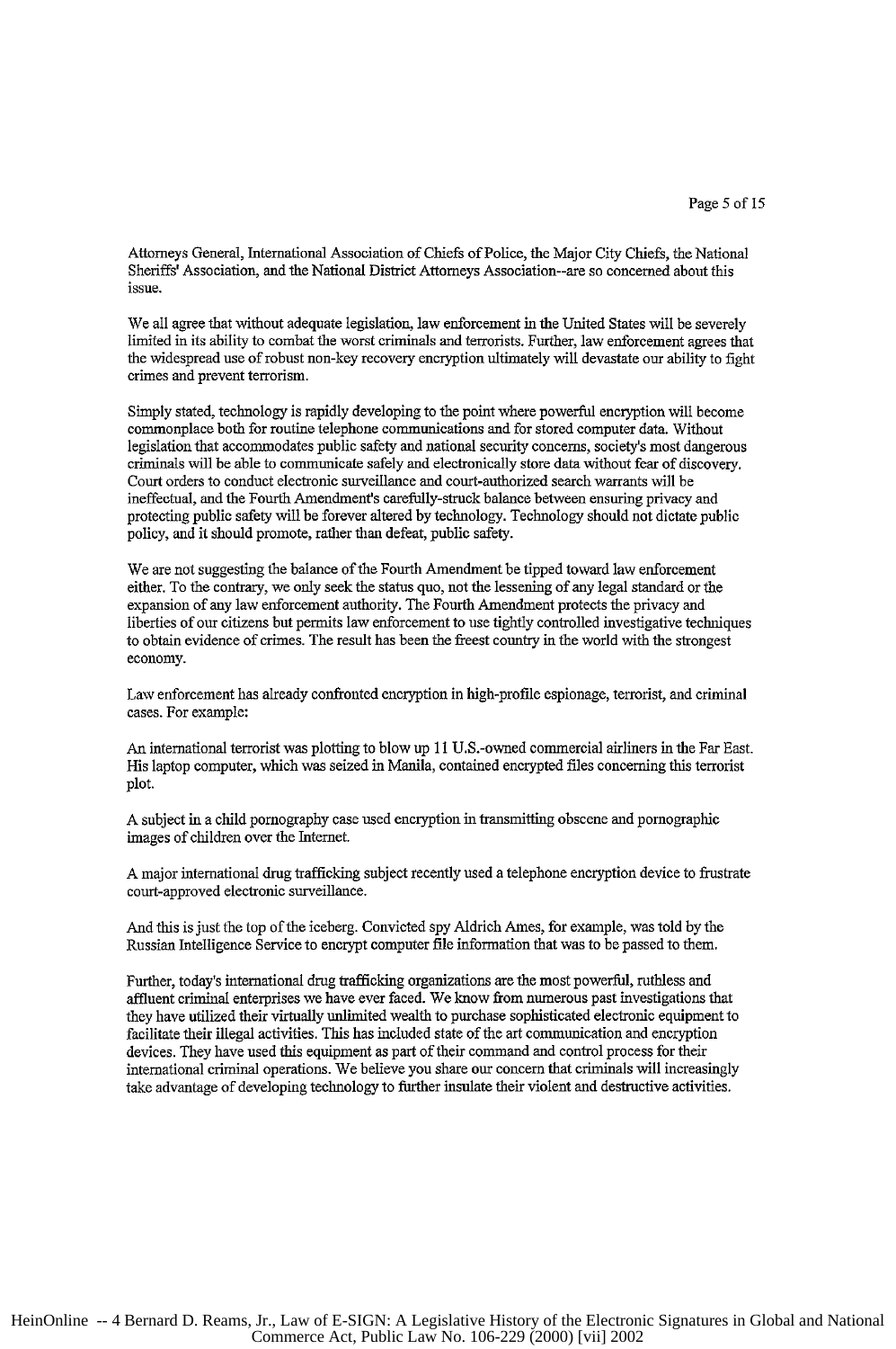Attorneys General, International Association of Chiefs of Police, the Major City Chiefs, the National Sheriffs' Association, and the National District Attorneys Association--are so concerned about this issue.

We all agree that without adequate legislation, law enforcement in the United States will be severely limited in its ability to combat the worst criminals and terrorists. Further, law enforcement agrees that the widespread use of robust non-key recovery encryption ultimately will devastate our ability to fight crimes and prevent terrorism.

Simply stated, technology is rapidly developing to the point where powerful encryption will become commonplace both for routine telephone communications and for stored computer data. Without legislation that accommodates public safety and national security concerns, society's most dangerous criminals will be able to communicate safely and electronically store data without fear of discovery. Court orders to conduct electronic surveillance and court-authorized search warrants will be ineffectual, and the Fourth Amendment's carefully-struck balance between ensuring privacy and protecting public safety will be forever altered by technology. Technology should not dictate public policy, and it should promote, rather than defeat, public safety.

We are not suggesting the balance of the Fourth Amendment be tipped toward law enforcement either. To the contrary, we only seek the status quo, not the lessening of any legal standard or the expansion of any law enforcement authority. The Fourth Amendment protects the privacy and liberties of our citizens but permits law enforcement to use tightly controlled investigative techniques to obtain evidence of crimes. The result has been the freest country in the world with the strongest economy.

Law enforcement has already confronted encryption in high-profile espionage, terrorist, and criminal cases. For example:

An international terrorist was plotting to blow up 11 U.S.-owned commercial airliners in the Far East. His laptop computer, which was seized in Manila, contained encrypted files concerning this terrorist plot.

A subject in a child pornography case used encryption in transmitting obscene and pornographic images of children over the Internet.

A major international drug trafficking subject recently used a telephone encryption device to frustrate court-approved electronic surveillance.

And this is just the top of the iceberg. Convicted spy Aldrich Ames, for example, was told by the Russian Intelligence Service to encrypt computer file information that was to be passed to them.

Further, today's international drug trafficking organizations are the most powerful, ruthless and affluent criminal enterprises we have ever faced. We know from numerous past investigations that they have utilized their virtually unlimited wealth to purchase sophisticated electronic equipment to facilitate their illegal activities. This has included state of the art communication and encryption devices. They have used this equipment as part of their command and control process for their international criminal operations. We believe you share our concern that criminals will increasingly take advantage of developing technology to further insulate their violent and destructive activities.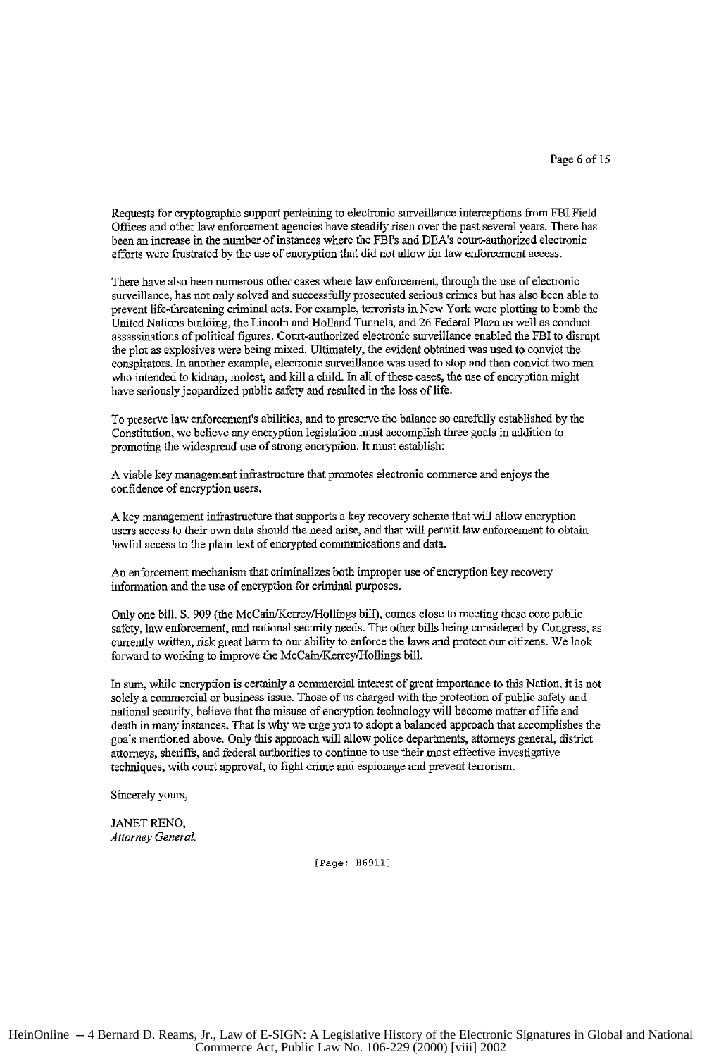Requests for cryptographic support pertaining to electronic surveillance interceptions from FBI Field Offices and other law enforcement agencies have steadily risen over the past several years. There has been an increase in the number of instances where the FBI's and DEA's court-authorized electronic efforts were frustrated by the use of encryption that did not allow for law enforcement access.

There have also been numerous other cases where law enforcement, through the use of electronic surveillance, has not only solved and successfully prosecuted serious crimes but has also been able to prevent life-threatening criminal acts. For example, terrorists in New York were plotting to bomb the United Nations building, the Lincoln and Holland Tunnels, and 26 Federal Plaza as well as conduct assassinations of political figures. Court-authorized electronic surveillance enabled the FBI to disrupt the plot as explosives were being mixed. Ultimately, the evident obtained was used to convict the conspirators. In another example, electronic surveillance was used to stop and then convict two men who intended to kidnap, molest, and kill a child. In all of these cases, the use of encryption might have seriously jeopardized public safety and resulted in the loss of life.

To preserve law enforcement's abilities, and to preserve the balance so carefully established by the Constitution, we believe any encryption legislation must accomplish three goals in addition to promoting the widespread use of strong encryption. It must establish:

A viable key management infrastructure that promotes electronic commerce and enjoys the confidence of encryption users.

A key management infrastructure that supports a key recovery scheme that will allow encryption users access to their own data should the need arise, and that will permit law enforcement to obtain lawful access to the plain text of encrypted communications and data.

An enforcement mechanism that criminalizes both improper use of encryption key recovery information and the use of encryption for criminal purposes.

Only one bill. S. 909 (the McCain/Kerrey/Hollings bill), comes close to meeting these core public safety, law enforcement, and national security needs. The other bills being considered by Congress, as currently written, risk great harm to our ability to enforce the laws and protect our citizens. We look forward to working to improve the McCain/Kerrey/Hollings bill.

In sum, while encryption is certainly a commercial interest of great importance to this Nation, it is not solely a commercial or business issue. Those of us charged with the protection of public safety and national security, believe that the misuse of encryption technology will become matter of life and death in many instances. That is why we urge you to adopt a balanced approach that accomplishes the goals mentioned above. Only this approach will allow police departments, attorneys general, district attorneys, sheriffs, and federal authorities to continue to use their most effective investigative techniques, with court approval, to fight crime and espionage and prevent terrorism.

Sincerely yours,

JANET RENO,
*Attorney General.*

[Page: H6911]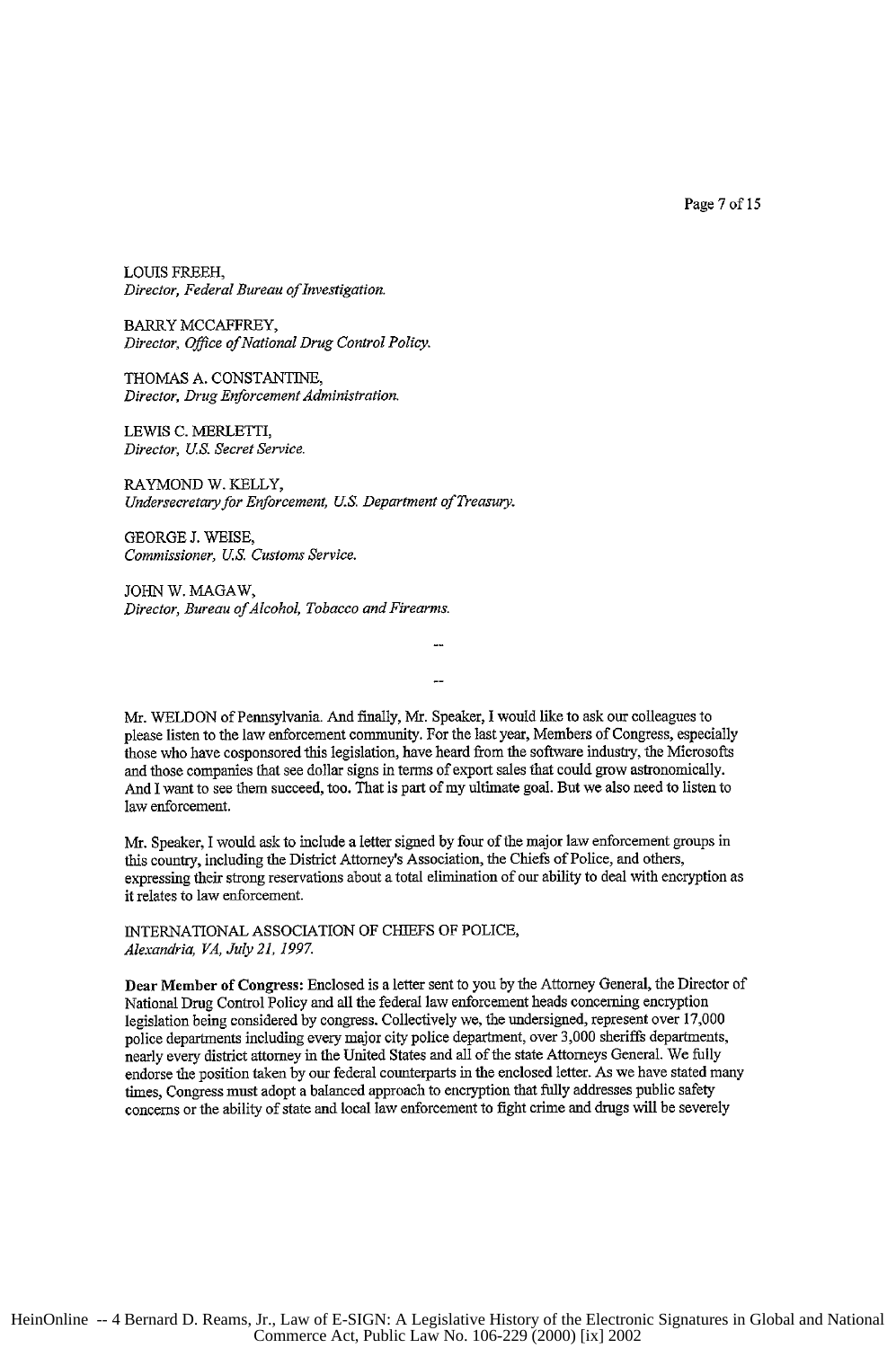LOUIS FREEH,
*Director, Federal Bureau of Investigation.*

BARRY MCCAFFREY,
*Director, Office of National Drug Control Policy.*

THOMAS A. CONSTANTINE,
*Director, Drug Enforcement Administration.*

LEWIS C. MERLETTI,
*Director, U.S. Secret Service.*

RAYMOND W. KELLY,
*Undersecretary for Enforcement, U.S. Department of Treasury.*

GEORGE J. WEISE,
*Commissioner, U.S. Customs Service.*

JOHN W. MAGAW,
*Director, Bureau of Alcohol, Tobacco and Firearms.*

--

--

Mr. WELDON of Pennsylvania. And finally, Mr. Speaker, I would like to ask our colleagues to please listen to the law enforcement community. For the last year, Members of Congress, especially those who have cosponsored this legislation, have heard from the software industry, the Microsofts and those companies that see dollar signs in terms of export sales that could grow astronomically. And I want to see them succeed, too. That is part of my ultimate goal. But we also need to listen to law enforcement.

Mr. Speaker, I would ask to include a letter signed by four of the major law enforcement groups in this country, including the District Attorney's Association, the Chiefs of Police, and others, expressing their strong reservations about a total elimination of our ability to deal with encryption as it relates to law enforcement.

INTERNATIONAL ASSOCIATION OF CHIEFS OF POLICE,
*Alexandria, VA, July 21, 1997.*

**Dear Member of Congress:** Enclosed is a letter sent to you by the Attorney General, the Director of National Drug Control Policy and all the federal law enforcement heads concerning encryption legislation being considered by congress. Collectively we, the undersigned, represent over 17,000 police departments including every major city police department, over 3,000 sheriffs departments, nearly every district attorney in the United States and all of the state Attorneys General. We fully endorse the position taken by our federal counterparts in the enclosed letter. As we have stated many times, Congress must adopt a balanced approach to encryption that fully addresses public safety concerns or the ability of state and local law enforcement to fight crime and drugs will be severely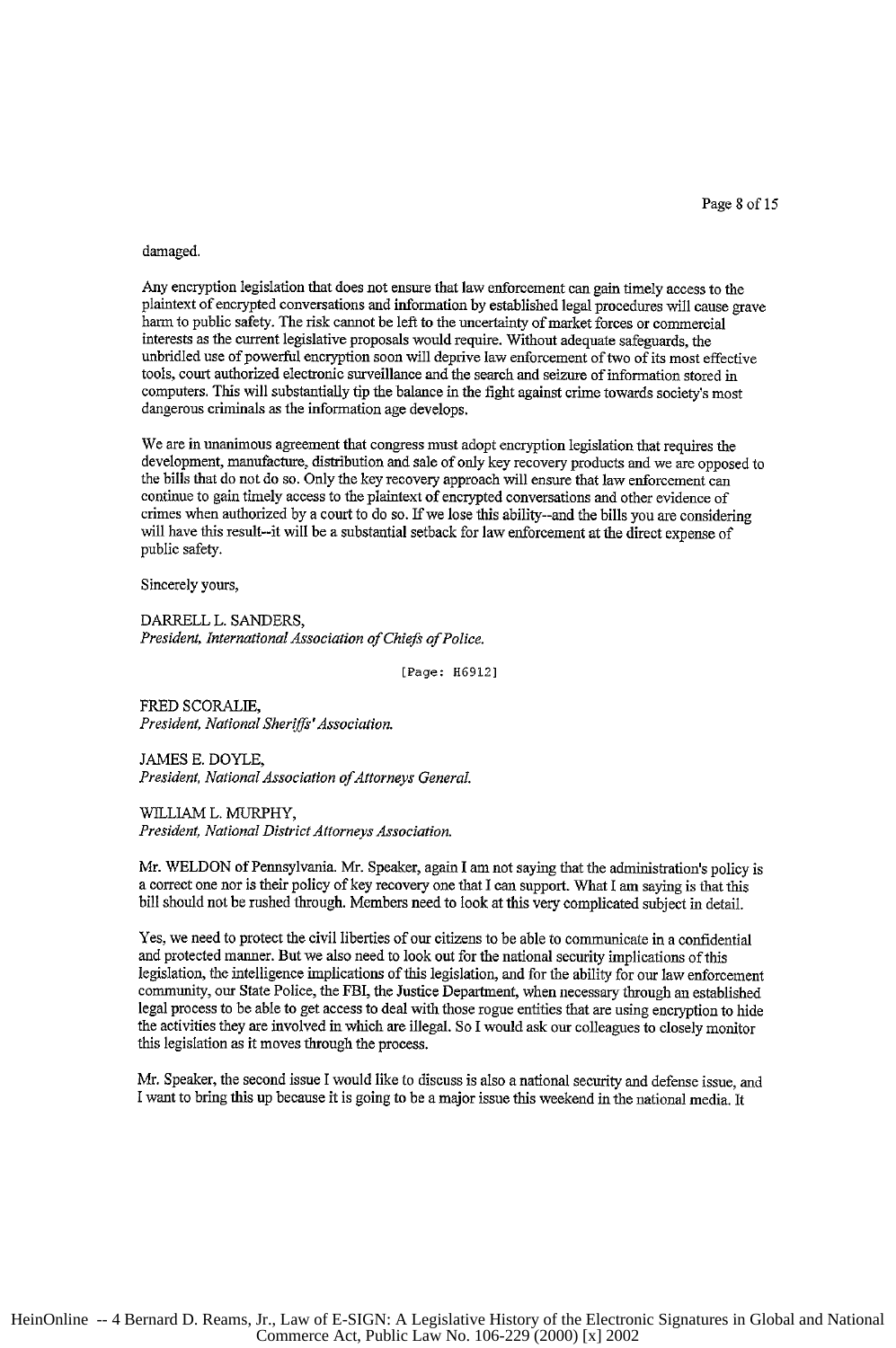damaged.

Any encryption legislation that does not ensure that law enforcement can gain timely access to the plaintext of encrypted conversations and information by established legal procedures will cause grave harm to public safety. The risk cannot be left to the uncertainty of market forces or commercial interests as the current legislative proposals would require. Without adequate safeguards, the unbridled use of powerful encryption soon will deprive law enforcement of two of its most effective tools, court authorized electronic surveillance and the search and seizure of information stored in computers. This will substantially tip the balance in the fight against crime towards society's most dangerous criminals as the information age develops.

We are in unanimous agreement that congress must adopt encryption legislation that requires the development, manufacture, distribution and sale of only key recovery products and we are opposed to the bills that do not do so. Only the key recovery approach will ensure that law enforcement can continue to gain timely access to the plaintext of encrypted conversations and other evidence of crimes when authorized by a court to do so. If we lose this ability--and the bills you are considering will have this result--it will be a substantial setback for law enforcement at the direct expense of public safety.

Sincerely yours,

DARRELL L. SANDERS,
*President, International Association of Chiefs of Police.*

[Page: H6912]

FRED SCORALIE,
*President, National Sheriffs' Association.*

JAMES E. DOYLE,
*President, National Association of Attorneys General.*

WILLIAM L. MURPHY,
*President, National District Attorneys Association.*

Mr. WELDON of Pennsylvania. Mr. Speaker, again I am not saying that the administration's policy is a correct one nor is their policy of key recovery one that I can support. What I am saying is that this bill should not be rushed through. Members need to look at this very complicated subject in detail.

Yes, we need to protect the civil liberties of our citizens to be able to communicate in a confidential and protected manner. But we also need to look out for the national security implications of this legislation, the intelligence implications of this legislation, and for the ability for our law enforcement community, our State Police, the FBI, the Justice Department, when necessary through an established legal process to be able to get access to deal with those rogue entities that are using encryption to hide the activities they are involved in which are illegal. So I would ask our colleagues to closely monitor this legislation as it moves through the process.

Mr. Speaker, the second issue I would like to discuss is also a national security and defense issue, and I want to bring this up because it is going to be a major issue this weekend in the national media. It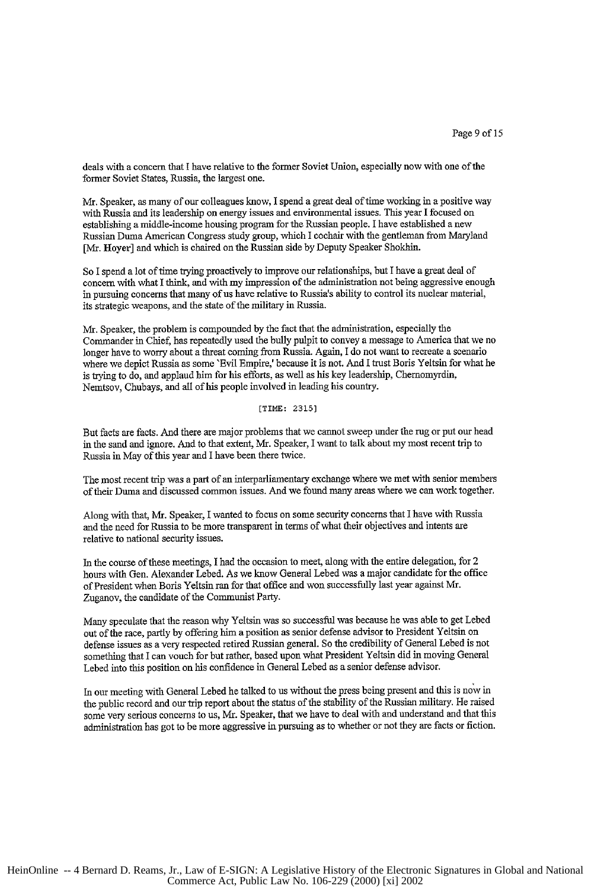deals with a concern that I have relative to the former Soviet Union, especially now with one of the former Soviet States, Russia, the largest one.

Mr. Speaker, as many of our colleagues know, I spend a great deal of time working in a positive way with Russia and its leadership on energy issues and environmental issues. This year I focused on establishing a middle-income housing program for the Russian people. I have established a new Russian Duma American Congress study group, which I cochair with the gentleman from Maryland [Mr. Hoyer] and which is chaired on the Russian side by Deputy Speaker Shokhin.

So I spend a lot of time trying proactively to improve our relationships, but I have a great deal of concern with what I think, and with my impression of the administration not being aggressive enough in pursuing concerns that many of us have relative to Russia's ability to control its nuclear material, its strategic weapons, and the state of the military in Russia.

Mr. Speaker, the problem is compounded by the fact that the administration, especially the Commander in Chief, has repeatedly used the bully pulpit to convey a message to America that we no longer have to worry about a threat coming from Russia. Again, I do not want to recreate a scenario where we depict Russia as some 'Evil Empire,' because it is not. And I trust Boris Yeltsin for what he is trying to do, and applaud him for his efforts, as well as his key leadership, Chernomyrdin, Nemtsov, Chubays, and all of his people involved in leading his country.

[TIME: 2315]

But facts are facts. And there are major problems that we cannot sweep under the rug or put our head in the sand and ignore. And to that extent, Mr. Speaker, I want to talk about my most recent trip to Russia in May of this year and I have been there twice.

The most recent trip was a part of an interparliamentary exchange where we met with senior members of their Duma and discussed common issues. And we found many areas where we can work together.

Along with that, Mr. Speaker, I wanted to focus on some security concerns that I have with Russia and the need for Russia to be more transparent in terms of what their objectives and intents are relative to national security issues.

In the course of these meetings, I had the occasion to meet, along with the entire delegation, for 2 hours with Gen. Alexander Lebed. As we know General Lebed was a major candidate for the office of President when Boris Yeltsin ran for that office and won successfully last year against Mr. Zuganov, the candidate of the Communist Party.

Many speculate that the reason why Yeltsin was so successful was because he was able to get Lebed out of the race, partly by offering him a position as senior defense advisor to President Yeltsin on defense issues as a very respected retired Russian general. So the credibility of General Lebed is not something that I can vouch for but rather, based upon what President Yeltsin did in moving General Lebed into this position on his confidence in General Lebed as a senior defense advisor.

In our meeting with General Lebed he talked to us without the press being present and this is now in the public record and our trip report about the status of the stability of the Russian military. He raised some very serious concerns to us, Mr. Speaker, that we have to deal with and understand and that this administration has got to be more aggressive in pursuing as to whether or not they are facts or fiction.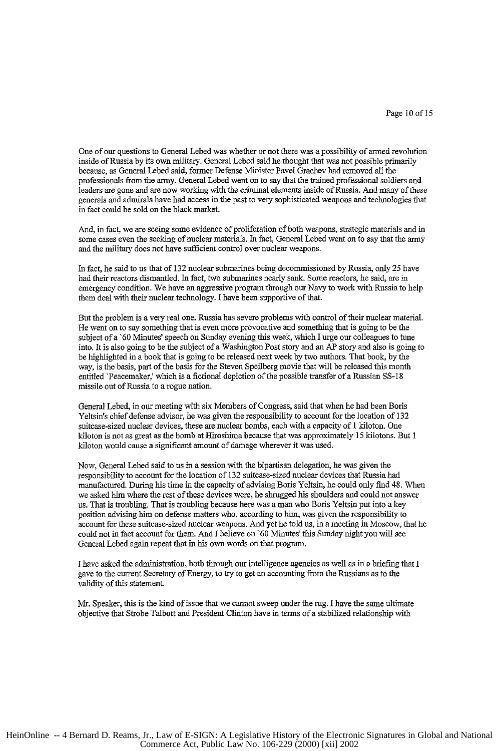One of our questions to General Lebed was whether or not there was a possibility of armed revolution inside of Russia by its own military. General Lebed said he thought that was not possible primarily because, as General Lebed said, former Defense Minister Pavel Grachev had removed all the professionals from the army. General Lebed went on to say that the trained professional soldiers and leaders are gone and are now working with the criminal elements inside of Russia. And many of these generals and admirals have had access in the past to very sophisticated weapons and technologies that in fact could be sold on the black market.

And, in fact, we are seeing some evidence of proliferation of both weapons, strategic materials and in some cases even the seeking of nuclear materials. In fact, General Lebed went on to say that the army and the military does not have sufficient control over nuclear weapons.

In fact, he said to us that of 132 nuclear submarines being decommissioned by Russia, only 25 have had their reactors dismantled. In fact, two submarines nearly sank. Some reactors, he said, are in emergency condition. We have an aggressive program through our Navy to work with Russia to help them deal with their nuclear technology. I have been supportive of that.

But the problem is a very real one. Russia has severe problems with control of their nuclear material. He went on to say something that is even more provocative and something that is going to be the subject of a `60 Minutes' speech on Sunday evening this week, which I urge our colleagues to tune into. It is also going to be the subject of a Washington Post story and an AP story and also is going to be highlighted in a book that is going to be released next week by two authors. That book, by the way, is the basis, part of the basis for the Steven Speilberg movie that will be released this month entitled `Peacemaker,' which is a fictional depiction of the possible transfer of a Russian SS-18 missile out of Russia to a rogue nation.

General Lebed, in our meeting with six Members of Congress, said that when he had been Boris Yeltsin's chief defense advisor, he was given the responsibility to account for the location of 132 suitcase-sized nuclear devices, these are nuclear bombs, each with a capacity of 1 kiloton. One kiloton is not as great as the bomb at Hiroshima because that was approximately 15 kilotons. But 1 kiloton would cause a significant amount of damage wherever it was used.

Now, General Lebed said to us in a session with the bipartisan delegation, he was given the responsibility to account for the location of 132 suitcase-sized nuclear devices that Russia had manufactured. During his time in the capacity of advising Boris Yeltsin, he could only find 48. When we asked him where the rest of these devices were, he shrugged his shoulders and could not answer us. That is troubling. That is troubling because here was a man who Boris Yeltsin put into a key position advising him on defense matters who, according to him, was given the responsibility to account for these suitcase-sized nuclear weapons. And yet he told us, in a meeting in Moscow, that he could not in fact account for them. And I believe on `60 Minutes' this Sunday night you will see General Lebed again repeat that in his own words on that program.

I have asked the administration, both through our intelligence agencies as well as in a briefing that I gave to the current Secretary of Energy, to try to get an accounting from the Russians as to the validity of this statement.

Mr. Speaker, this is the kind of issue that we cannot sweep under the rug. I have the same ultimate objective that Strobe Talbott and President Clinton have in terms of a stabilized relationship with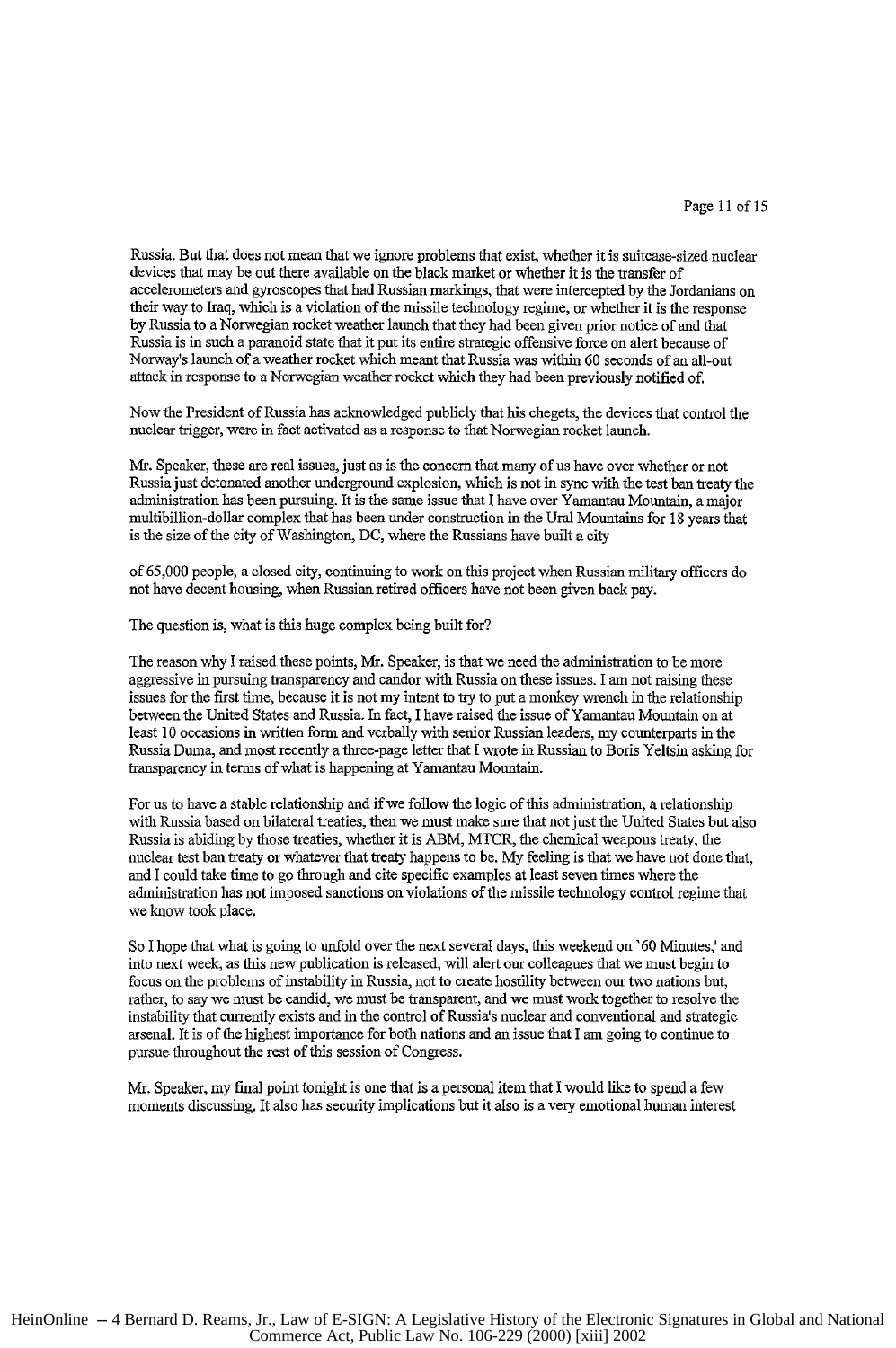Russia. But that does not mean that we ignore problems that exist, whether it is suitcase-sized nuclear devices that may be out there available on the black market or whether it is the transfer of accelerometers and gyroscopes that had Russian markings, that were intercepted by the Jordanians on their way to Iraq, which is a violation of the missile technology regime, or whether it is the response by Russia to a Norwegian rocket weather launch that they had been given prior notice of and that Russia is in such a paranoid state that it put its entire strategic offensive force on alert because of Norway's launch of a weather rocket which meant that Russia was within 60 seconds of an all-out attack in response to a Norwegian weather rocket which they had been previously notified of.

Now the President of Russia has acknowledged publicly that his chegets, the devices that control the nuclear trigger, were in fact activated as a response to that Norwegian rocket launch.

Mr. Speaker, these are real issues, just as is the concern that many of us have over whether or not Russia just detonated another underground explosion, which is not in sync with the test ban treaty the administration has been pursuing. It is the same issue that I have over Yamantau Mountain, a major multibillion-dollar complex that has been under construction in the Ural Mountains for 18 years that is the size of the city of Washington, DC, where the Russians have built a city

of 65,000 people, a closed city, continuing to work on this project when Russian military officers do not have decent housing, when Russian retired officers have not been given back pay.

The question is, what is this huge complex being built for?

The reason why I raised these points, Mr. Speaker, is that we need the administration to be more aggressive in pursuing transparency and candor with Russia on these issues. I am not raising these issues for the first time, because it is not my intent to try to put a monkey wrench in the relationship between the United States and Russia. In fact, I have raised the issue of Yamantau Mountain on at least 10 occasions in written form and verbally with senior Russian leaders, my counterparts in the Russia Duma, and most recently a three-page letter that I wrote in Russian to Boris Yeltsin asking for transparency in terms of what is happening at Yamantau Mountain.

For us to have a stable relationship and if we follow the logic of this administration, a relationship with Russia based on bilateral treaties, then we must make sure that not just the United States but also Russia is abiding by those treaties, whether it is ABM, MTCR, the chemical weapons treaty, the nuclear test ban treaty or whatever that treaty happens to be. My feeling is that we have not done that, and I could take time to go through and cite specific examples at least seven times where the administration has not imposed sanctions on violations of the missile technology control regime that we know took place.

So I hope that what is going to unfold over the next several days, this weekend on `60 Minutes,' and into next week, as this new publication is released, will alert our colleagues that we must begin to focus on the problems of instability in Russia, not to create hostility between our two nations but, rather, to say we must be candid, we must be transparent, and we must work together to resolve the instability that currently exists and in the control of Russia's nuclear and conventional and strategic arsenal. It is of the highest importance for both nations and an issue that I am going to continue to pursue throughout the rest of this session of Congress.

Mr. Speaker, my final point tonight is one that is a personal item that I would like to spend a few moments discussing. It also has security implications but it also is a very emotional human interest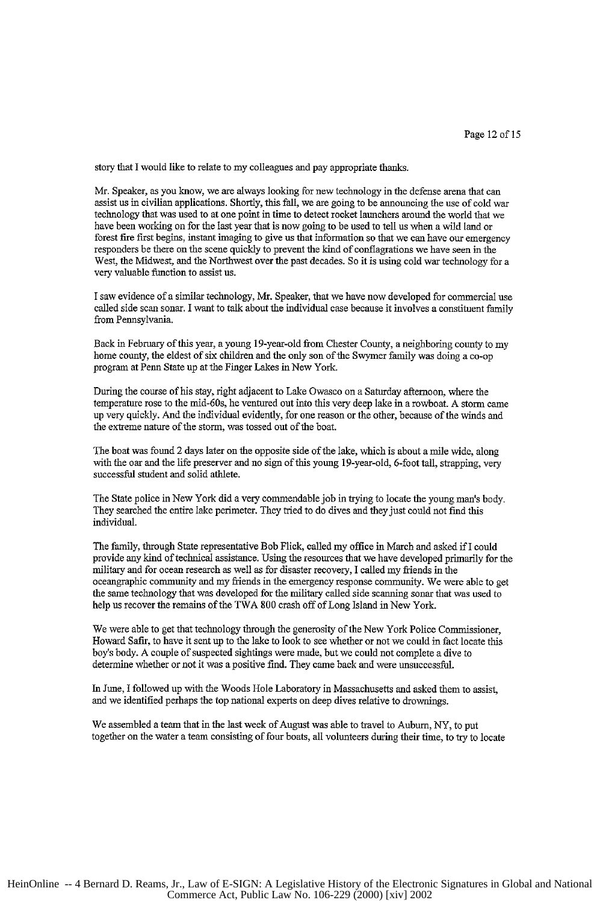story that I would like to relate to my colleagues and pay appropriate thanks.

Mr. Speaker, as you know, we are always looking for new technology in the defense arena that can assist us in civilian applications. Shortly, this fall, we are going to be announcing the use of cold war technology that was used to at one point in time to detect rocket launchers around the world that we have been working on for the last year that is now going to be used to tell us when a wild land or forest fire first begins, instant imaging to give us that information so that we can have our emergency responders be there on the scene quickly to prevent the kind of conflagrations we have seen in the West, the Midwest, and the Northwest over the past decades. So it is using cold war technology for a very valuable function to assist us.

I saw evidence of a similar technology, Mr. Speaker, that we have now developed for commercial use called side scan sonar. I want to talk about the individual case because it involves a constituent family from Pennsylvania.

Back in February of this year, a young 19-year-old from Chester County, a neighboring county to my home county, the eldest of six children and the only son of the Swymer family was doing a co-op program at Penn State up at the Finger Lakes in New York.

During the course of his stay, right adjacent to Lake Owasco on a Saturday afternoon, where the temperature rose to the mid-60s, he ventured out into this very deep lake in a rowboat. A storm came up very quickly. And the individual evidently, for one reason or the other, because of the winds and the extreme nature of the storm, was tossed out of the boat.

The boat was found 2 days later on the opposite side of the lake, which is about a mile wide, along with the oar and the life preserver and no sign of this young 19-year-old, 6-foot tall, strapping, very successful student and solid athlete.

The State police in New York did a very commendable job in trying to locate the young man's body. They searched the entire lake perimeter. They tried to do dives and they just could not find this individual.

The family, through State representative Bob Flick, called my office in March and asked if I could provide any kind of technical assistance. Using the resources that we have developed primarily for the military and for ocean research as well as for disaster recovery, I called my friends in the oceangraphic community and my friends in the emergency response community. We were able to get the same technology that was developed for the military called side scanning sonar that was used to help us recover the remains of the TWA 800 crash off of Long Island in New York.

We were able to get that technology through the generosity of the New York Police Commissioner, Howard Safir, to have it sent up to the lake to look to see whether or not we could in fact locate this boy's body. A couple of suspected sightings were made, but we could not complete a dive to determine whether or not it was a positive find. They came back and were unsuccessful.

In June, I followed up with the Woods Hole Laboratory in Massachusetts and asked them to assist, and we identified perhaps the top national experts on deep dives relative to drownings.

We assembled a team that in the last week of August was able to travel to Auburn, NY, to put together on the water a team consisting of four boats, all volunteers during their time, to try to locate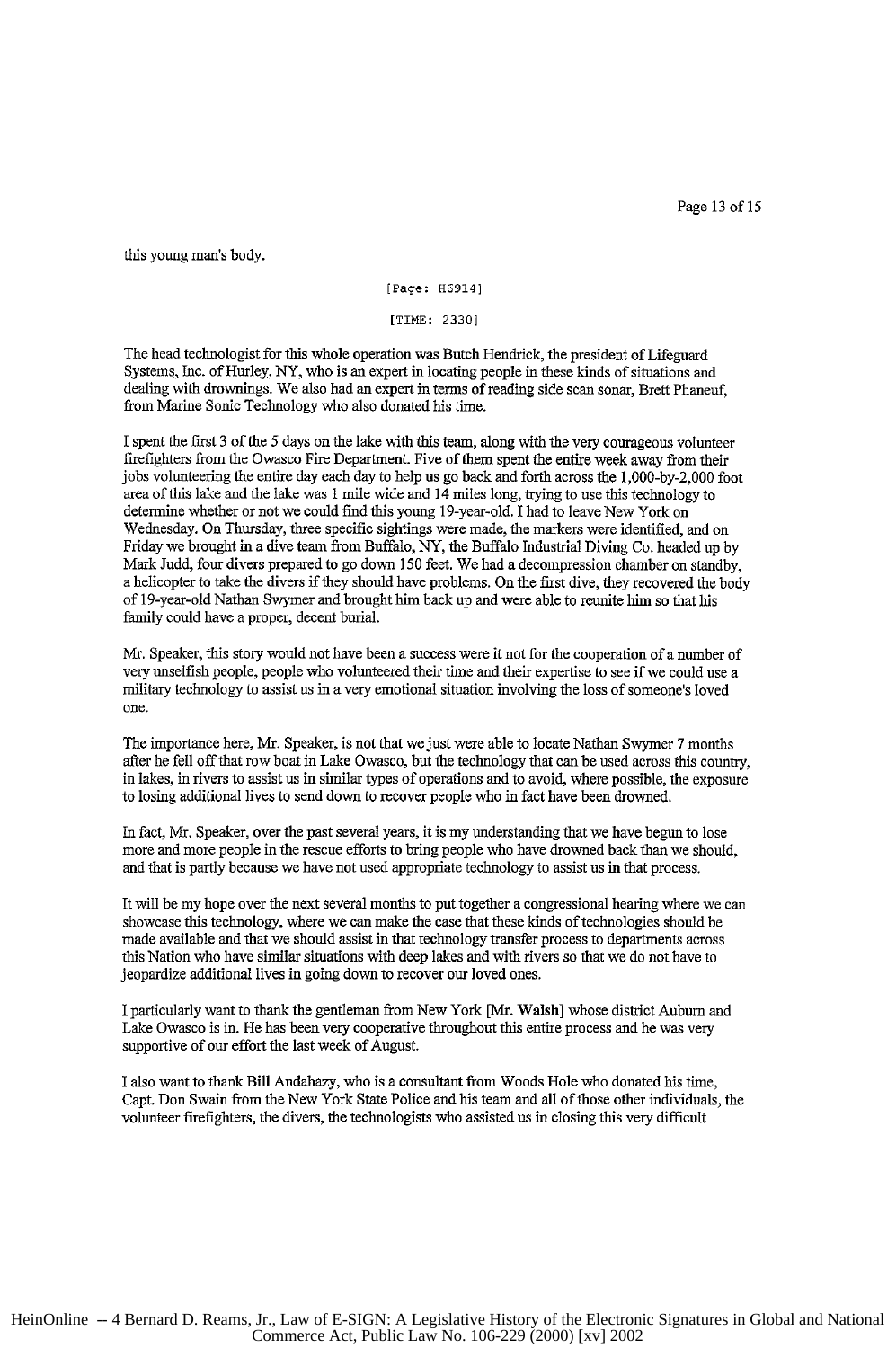this young man's body.

[Page: H6914]

[TIME: 2330]

The head technologist for this whole operation was Butch Hendrick, the president of Lifeguard Systems, Inc. of Hurley, NY, who is an expert in locating people in these kinds of situations and dealing with drownings. We also had an expert in terms of reading side scan sonar, Brett Phaneuf, from Marine Sonic Technology who also donated his time.

I spent the first 3 of the 5 days on the lake with this team, along with the very courageous volunteer firefighters from the Owasco Fire Department. Five of them spent the entire week away from their jobs volunteering the entire day each day to help us go back and forth across the 1,000-by-2,000 foot area of this lake and the lake was 1 mile wide and 14 miles long, trying to use this technology to determine whether or not we could find this young 19-year-old. I had to leave New York on Wednesday. On Thursday, three specific sightings were made, the markers were identified, and on Friday we brought in a dive team from Buffalo, NY, the Buffalo Industrial Diving Co. headed up by Mark Judd, four divers prepared to go down 150 feet. We had a decompression chamber on standby, a helicopter to take the divers if they should have problems. On the first dive, they recovered the body of 19-year-old Nathan Swymer and brought him back up and were able to reunite him so that his family could have a proper, decent burial.

Mr. Speaker, this story would not have been a success were it not for the cooperation of a number of very unselfish people, people who volunteered their time and their expertise to see if we could use a military technology to assist us in a very emotional situation involving the loss of someone's loved one.

The importance here, Mr. Speaker, is not that we just were able to locate Nathan Swymer 7 months after he fell off that row boat in Lake Owasco, but the technology that can be used across this country, in lakes, in rivers to assist us in similar types of operations and to avoid, where possible, the exposure to losing additional lives to send down to recover people who in fact have been drowned.

In fact, Mr. Speaker, over the past several years, it is my understanding that we have begun to lose more and more people in the rescue efforts to bring people who have drowned back than we should, and that is partly because we have not used appropriate technology to assist us in that process.

It will be my hope over the next several months to put together a congressional hearing where we can showcase this technology, where we can make the case that these kinds of technologies should be made available and that we should assist in that technology transfer process to departments across this Nation who have similar situations with deep lakes and with rivers so that we do not have to jeopardize additional lives in going down to recover our loved ones.

I particularly want to thank the gentleman from New York [Mr. Walsh] whose district Auburn and Lake Owasco is in. He has been very cooperative throughout this entire process and he was very supportive of our effort the last week of August.

I also want to thank Bill Andahazy, who is a consultant from Woods Hole who donated his time, Capt. Don Swain from the New York State Police and his team and all of those other individuals, the volunteer firefighters, the divers, the technologists who assisted us in closing this very difficult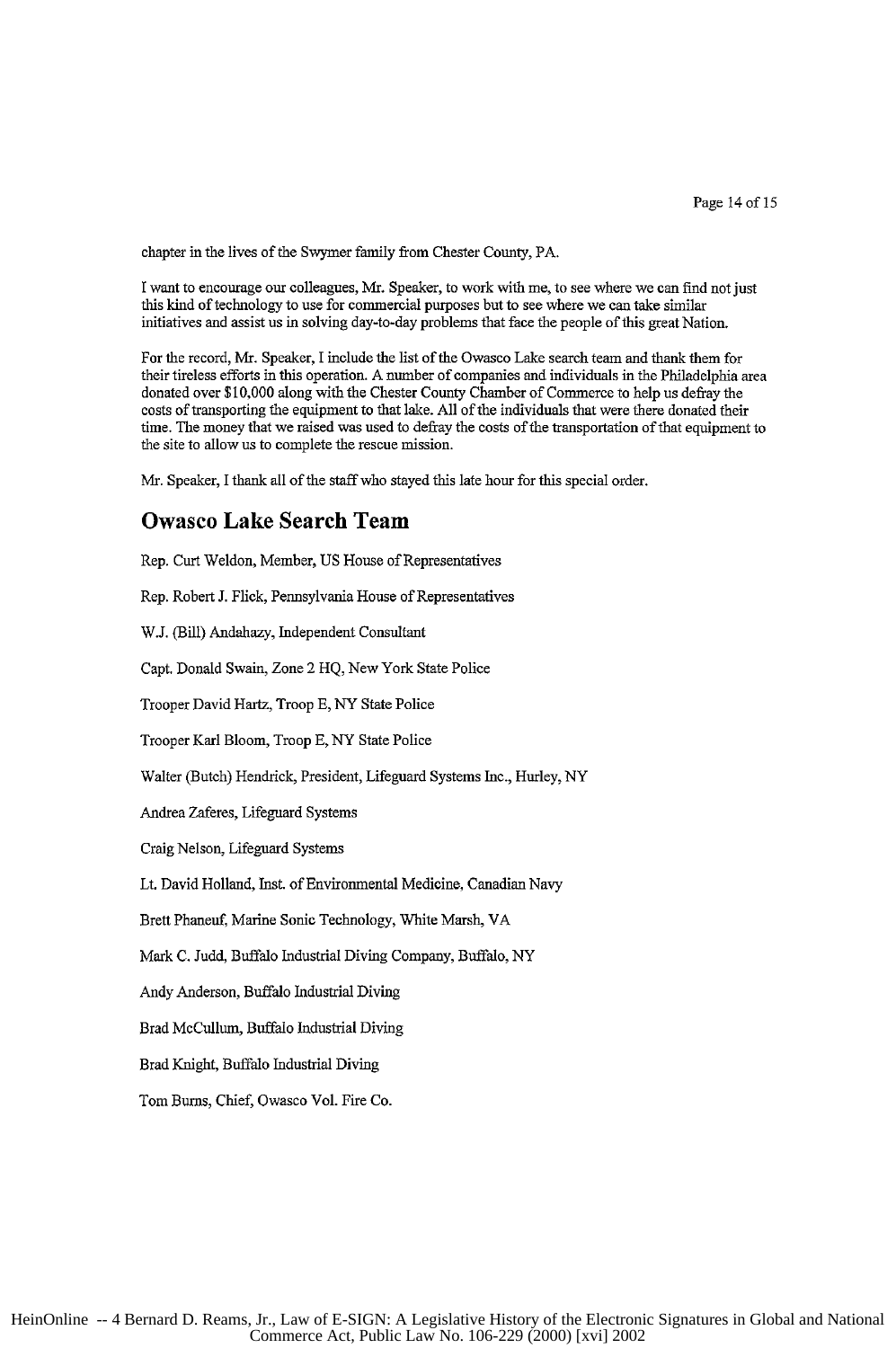chapter in the lives of the Swymer family from Chester County, PA.

I want to encourage our colleagues, Mr. Speaker, to work with me, to see where we can find not just this kind of technology to use for commercial purposes but to see where we can take similar initiatives and assist us in solving day-to-day problems that face the people of this great Nation.

For the record, Mr. Speaker, I include the list of the Owasco Lake search team and thank them for their tireless efforts in this operation. A number of companies and individuals in the Philadelphia area donated over $10,000 along with the Chester County Chamber of Commerce to help us defray the costs of transporting the equipment to that lake. All of the individuals that were there donated their time. The money that we raised was used to defray the costs of the transportation of that equipment to the site to allow us to complete the rescue mission.

Mr. Speaker, I thank all of the staff who stayed this late hour for this special order.

## Owasco Lake Search Team

Rep. Curt Weldon, Member, US House of Representatives

Rep. Robert J. Flick, Pennsylvania House of Representatives

W.J. (Bill) Andahazy, Independent Consultant

Capt. Donald Swain, Zone 2 HQ, New York State Police

Trooper David Hartz, Troop E, NY State Police

Trooper Karl Bloom, Troop E, NY State Police

Walter (Butch) Hendrick, President, Lifeguard Systems Inc., Hurley, NY

Andrea Zaferes, Lifeguard Systems

Craig Nelson, Lifeguard Systems

Lt. David Holland, Inst. of Environmental Medicine, Canadian Navy

Brett Phaneuf, Marine Sonic Technology, White Marsh, VA

Mark C. Judd, Buffalo Industrial Diving Company, Buffalo, NY

Andy Anderson, Buffalo Industrial Diving

Brad McCullum, Buffalo Industrial Diving

Brad Knight, Buffalo Industrial Diving

Tom Burns, Chief, Owasco Vol. Fire Co.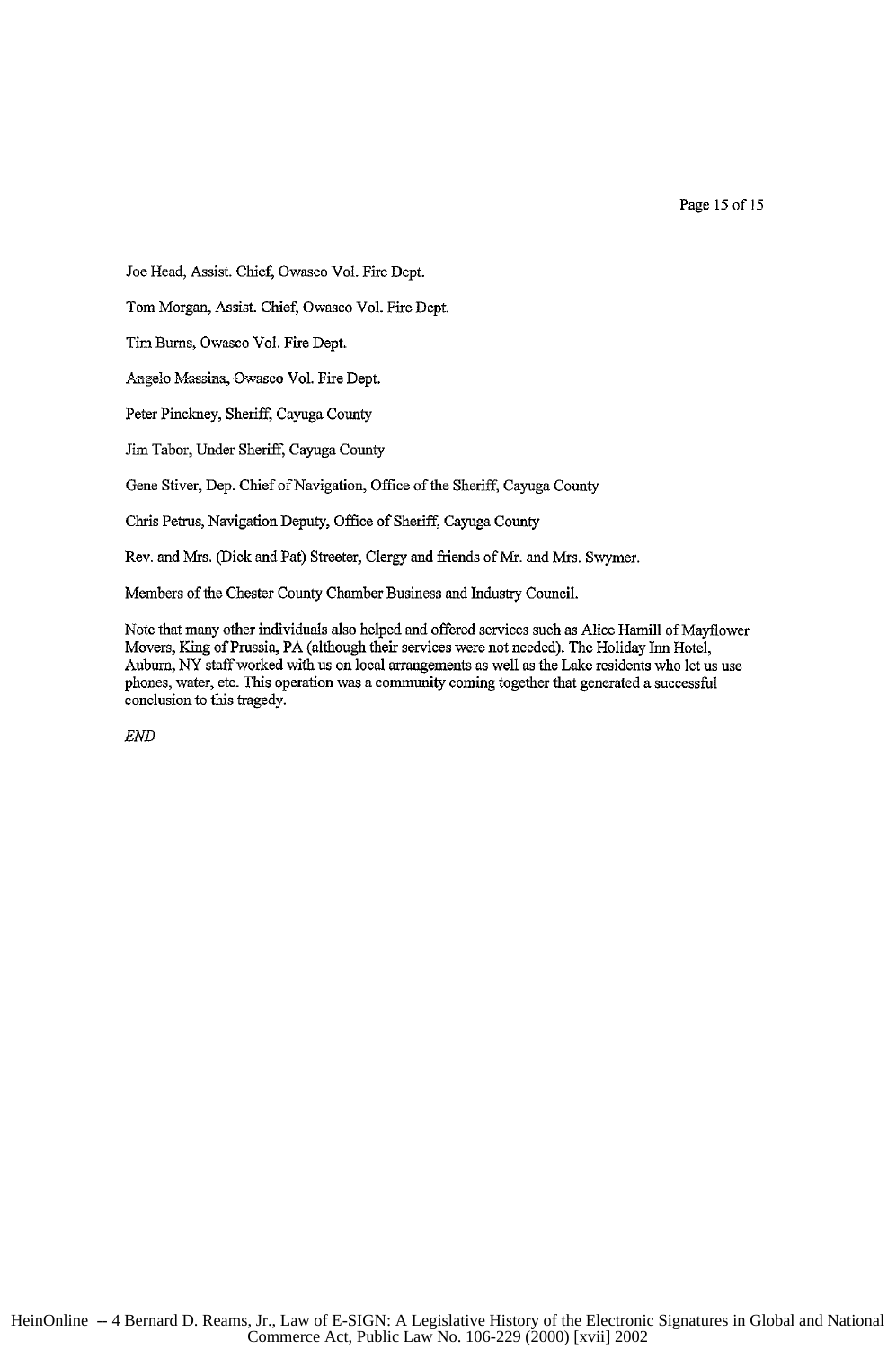Joe Head, Assist. Chief, Owasco Vol. Fire Dept.

Tom Morgan, Assist. Chief, Owasco Vol. Fire Dept.

Tim Burns, Owasco Vol. Fire Dept.

Angelo Massina, Owasco Vol. Fire Dept.

Peter Pinckney, Sheriff, Cayuga County

Jim Tabor, Under Sheriff, Cayuga County

Gene Stiver, Dep. Chief of Navigation, Office of the Sheriff, Cayuga County

Chris Petrus, Navigation Deputy, Office of Sheriff, Cayuga County

Rev. and Mrs. (Dick and Pat) Streeter, Clergy and friends of Mr. and Mrs. Swymer.

Members of the Chester County Chamber Business and Industry Council.

Note that many other individuals also helped and offered services such as Alice Hamill of Mayflower Movers, King of Prussia, PA (although their services were not needed). The Holiday Inn Hotel, Auburn, NY staff worked with us on local arrangements as well as the Lake residents who let us use phones, water, etc. This operation was a community coming together that generated a successful conclusion to this tragedy.

*END*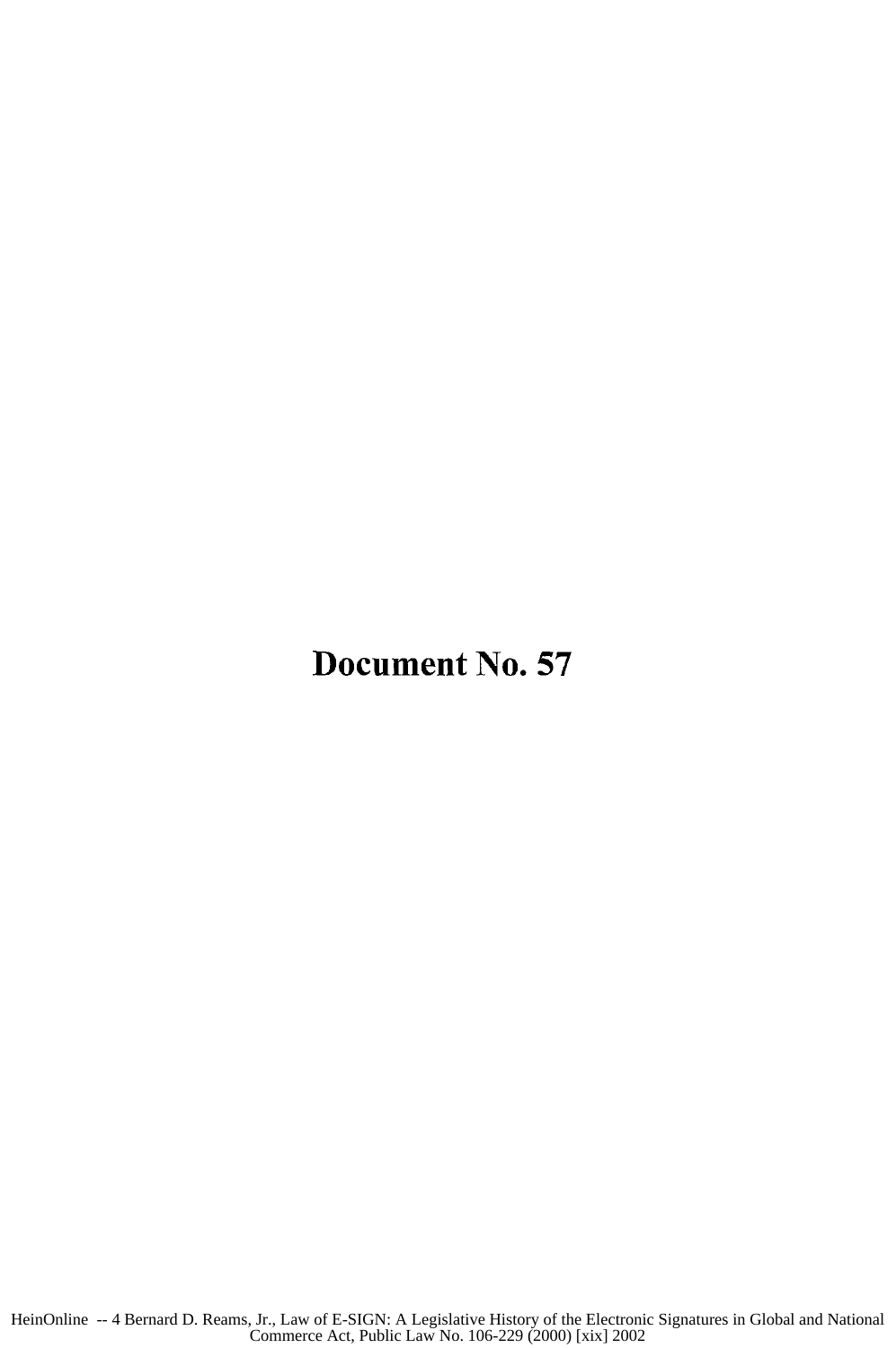# Document No. 57